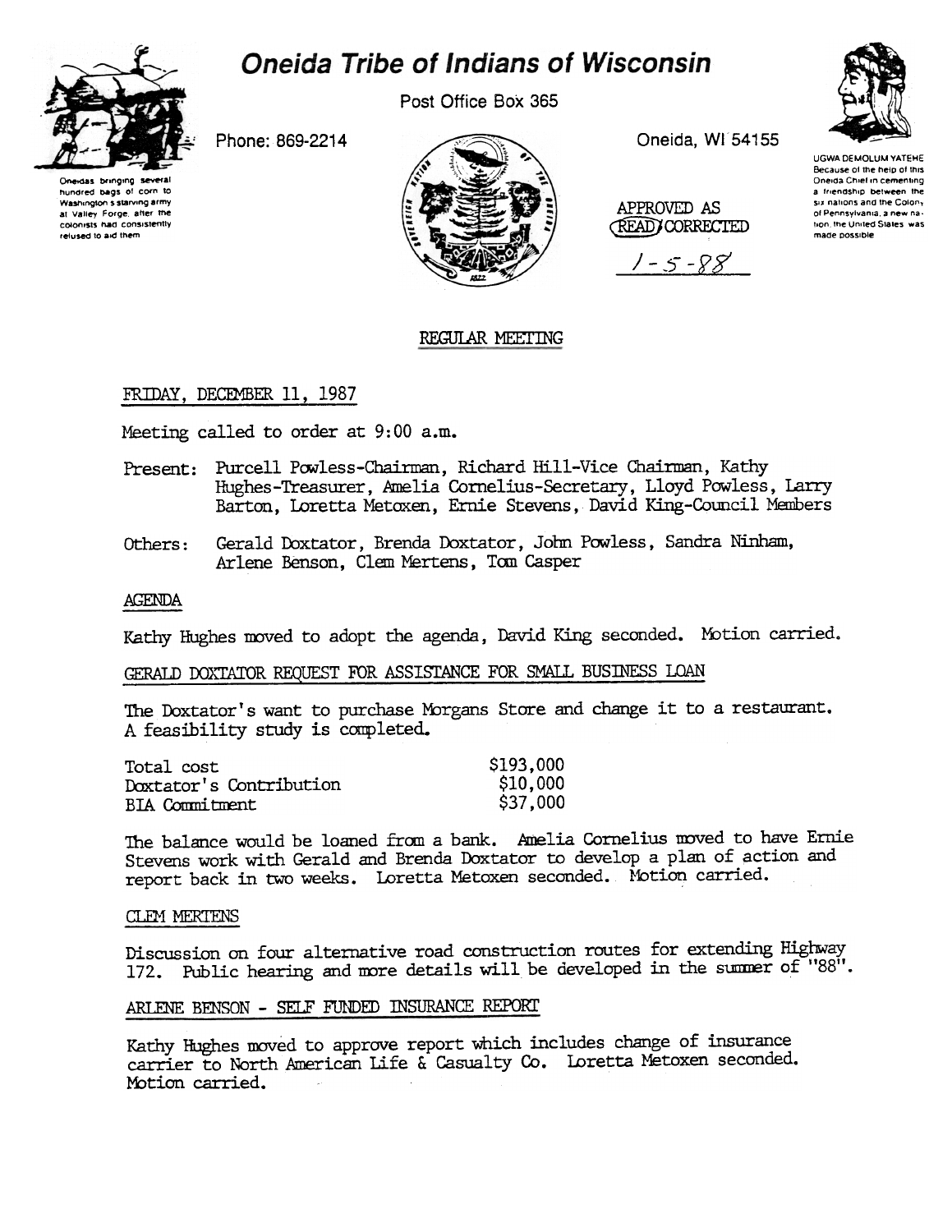# Oneida Tribe of Indians of Wisconsin

Post Office Box 365

Phone: 869-2214

Oneida, WI 54155

Oneidas bringing several hundred bags of corn to Washington's starving army at Valley Forge, after the colonists had consistently refused to aid them

UGWA DEMOLUM YATEHE
Because of the help of this Oneida Chief in cementing a friendship between the six nations and the Colony of Pennsylvania, a new nation, the United States was made possible

APPROVED AS (READ) CORRECTED

1-5-88

## REGULAR MEETING

FRIDAY, DECEMBER 11, 1987

Meeting called to order at 9:00 a.m.

Present: Purcell Powless-Chairman, Richard Hill-Vice Chairman, Kathy Hughes-Treasurer, Amelia Cornelius-Secretary, Lloyd Powless, Larry Barton, Loretta Metoxen, Ernie Stevens, David King-Council Members

Others: Gerald Doxtator, Brenda Doxtator, John Powless, Sandra Ninham, Arlene Benson, Clem Mertens, Tom Casper

### AGENDA

Kathy Hughes moved to adopt the agenda, David King seconded. Motion carried.

### GERALD DOXTATOR REQUEST FOR ASSISTANCE FOR SMALL BUSINESS LOAN

The Doxtator's want to purchase Morgans Store and change it to a restaurant. A feasibility study is completed.

| | |
|---|---|
| Total cost | \$193,000 |
| Doxtator's Contribution | \$10,000 |
| BIA Commitment | \$37,000 |

The balance would be loaned from a bank. Amelia Cornelius moved to have Ernie Stevens work with Gerald and Brenda Doxtator to develop a plan of action and report back in two weeks. Loretta Metoxen seconded. Motion carried.

### CLEM MERTENS

Discussion on four alternative road construction routes for extending Highway 172. Public hearing and more details will be developed in the summer of "88".

### ARLENE BENSON - SELF FUNDED INSURANCE REPORT

Kathy Hughes moved to approve report which includes change of insurance carrier to North American Life & Casualty Co. Loretta Metoxen seconded. Motion carried.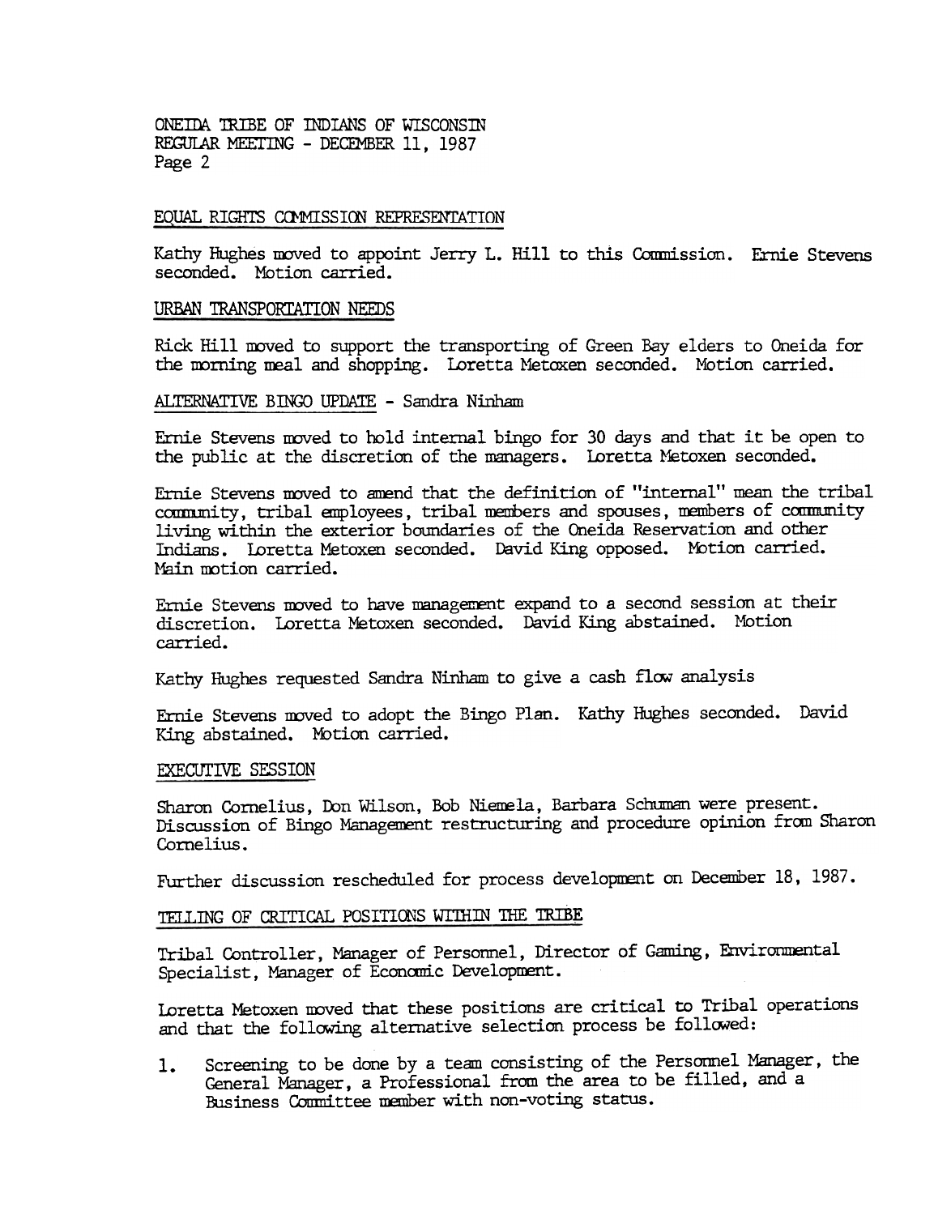ONEIDA TRIBE OF INDIANS OF WISCONSIN
REGULAR MEETING - DECEMBER 11, 1987
Page 2

## EQUAL RIGHTS COMMISSION REPRESENTATION

Kathy Hughes moved to appoint Jerry L. Hill to this Commission. Ernie Stevens seconded. Motion carried.

## URBAN TRANSPORTATION NEEDS

Rick Hill moved to support the transporting of Green Bay elders to Oneida for the morning meal and shopping. Loretta Metoxen seconded. Motion carried.

## ALTERNATIVE BINGO UPDATE - Sandra Ninham

Ernie Stevens moved to hold internal bingo for 30 days and that it be open to the public at the discretion of the managers. Loretta Metoxen seconded.

Ernie Stevens moved to amend that the definition of "internal" mean the tribal community, tribal employees, tribal members and spouses, members of community living within the exterior boundaries of the Oneida Reservation and other Indians. Loretta Metoxen seconded. David King opposed. Motion carried. Main motion carried.

Ernie Stevens moved to have management expand to a second session at their discretion. Loretta Metoxen seconded. David King abstained. Motion carried.

Kathy Hughes requested Sandra Ninham to give a cash flow analysis

Ernie Stevens moved to adopt the Bingo Plan. Kathy Hughes seconded. David King abstained. Motion carried.

## EXECUTIVE SESSION

Sharon Cornelius, Don Wilson, Bob Niemela, Barbara Schuman were present. Discussion of Bingo Management restructuring and procedure opinion from Sharon Cornelius.

Further discussion rescheduled for process development on December 18, 1987.

## TELLING OF CRITICAL POSITIONS WITHIN THE TRIBE

Tribal Controller, Manager of Personnel, Director of Gaming, Environmental Specialist, Manager of Economic Development.

Loretta Metoxen moved that these positions are critical to Tribal operations and that the following alternative selection process be followed:

1. Screening to be done by a team consisting of the Personnel Manager, the General Manager, a Professional from the area to be filled, and a Business Committee member with non-voting status.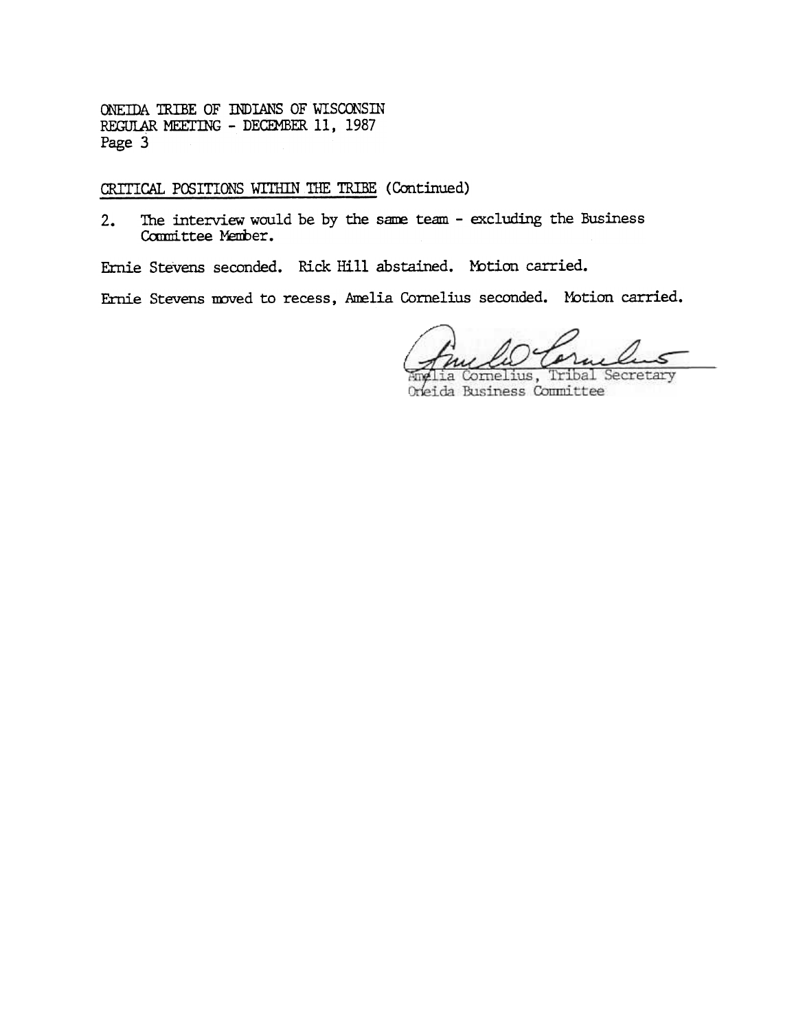## CRITICAL POSITIONS WITHIN THE TRIBE (Continued)

2. The interview would be by the same team - excluding the Business Committee Member.

Ernie Stevens seconded. Rick Hill abstained. Motion carried.

Ernie Stevens moved to recess, Amelia Cornelius seconded. Motion carried.

Amelia Cornelius, Tribal Secretary
Oneida Business Committee